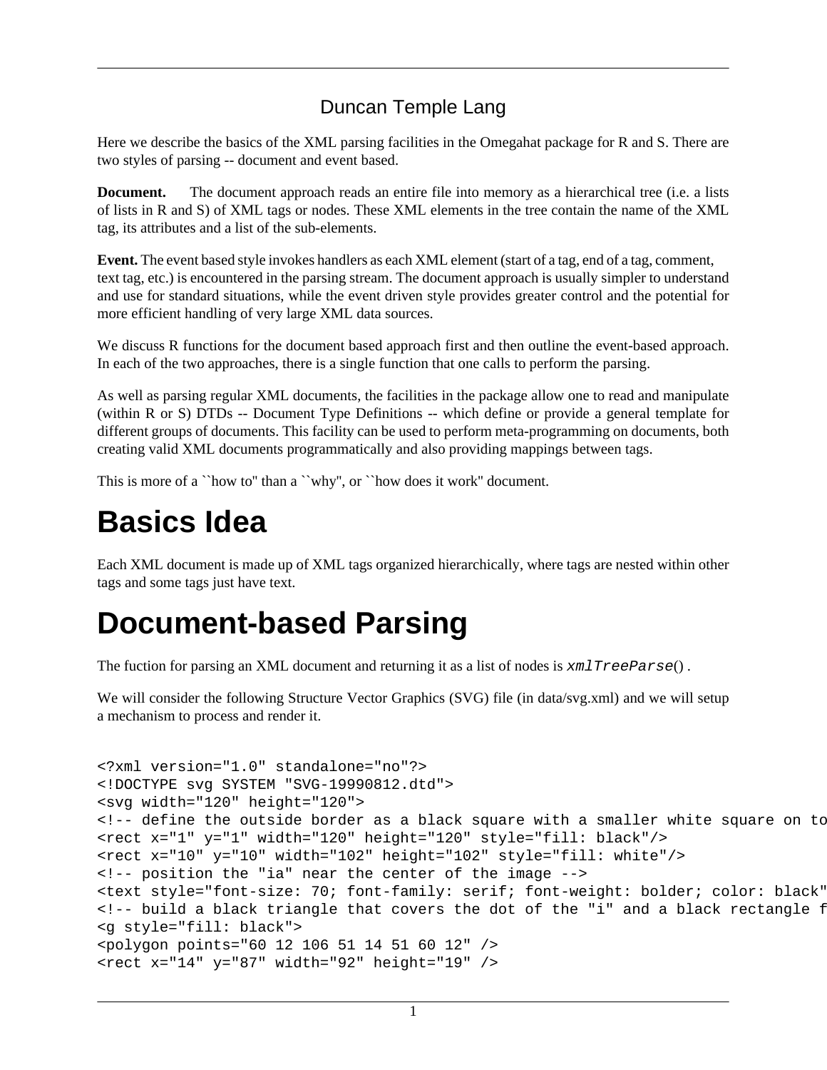Duncan Temple Lang

Here we describe the basics of the XML parsing facilities in the Omegahat package for R and S. There are two styles of parsing -- document and event based.

**Document.** The document approach reads an entire file into memory as a hierarchical tree (i.e. a lists of lists in R and S) of XML tags or nodes. These XML elements in the tree contain the name of the XML tag, its attributes and a list of the sub-elements.

**Event.** The event based style invokes handlers as each XML element (start of a tag, end of a tag, comment, text tag, etc.) is encountered in the parsing stream. The document approach is usually simpler to understand and use for standard situations, while the event driven style provides greater control and the potential for more efficient handling of very large XML data sources.

We discuss R functions for the document based approach first and then outline the event-based approach. In each of the two approaches, there is a single function that one calls to perform the parsing.

As well as parsing regular XML documents, the facilities in the package allow one to read and manipulate (within R or S) DTDs -- Document Type Definitions -- which define or provide a general template for different groups of documents. This facility can be used to perform meta-programming on documents, both creating valid XML documents programmatically and also providing mappings between tags.

This is more of a ``how to'' than a ``why'', or ``how does it work'' document.

# Basics Idea

Each XML document is made up of XML tags organized hierarchically, where tags are nested within other tags and some tags just have text.

# Document-based Parsing

The fuction for parsing an XML document and returning it as a list of nodes is `xmlTreeParse()` .

We will consider the following Structure Vector Graphics (SVG) file (in data/svg.xml) and we will setup a mechanism to process and render it.

```
<?xml version="1.0" standalone="no"?>
<!DOCTYPE svg SYSTEM "SVG-19990812.dtd">
<svg width="120" height="120">
<!-- define the outside border as a black square with a smaller white square on to
<rect x="1" y="1" width="120" height="120" style="fill: black"/>
<rect x="10" y="10" width="102" height="102" style="fill: white"/>
<!-- position the "ia" near the center of the image -->
<text style="font-size: 70; font-family: serif; font-weight: bolder; color: black"
<!-- build a black triangle that covers the dot of the "i" and a black rectangle f
<g style="fill: black">
<polygon points="60 12 106 51 14 51 60 12" />
<rect x="14" y="87" width="92" height="19" />
```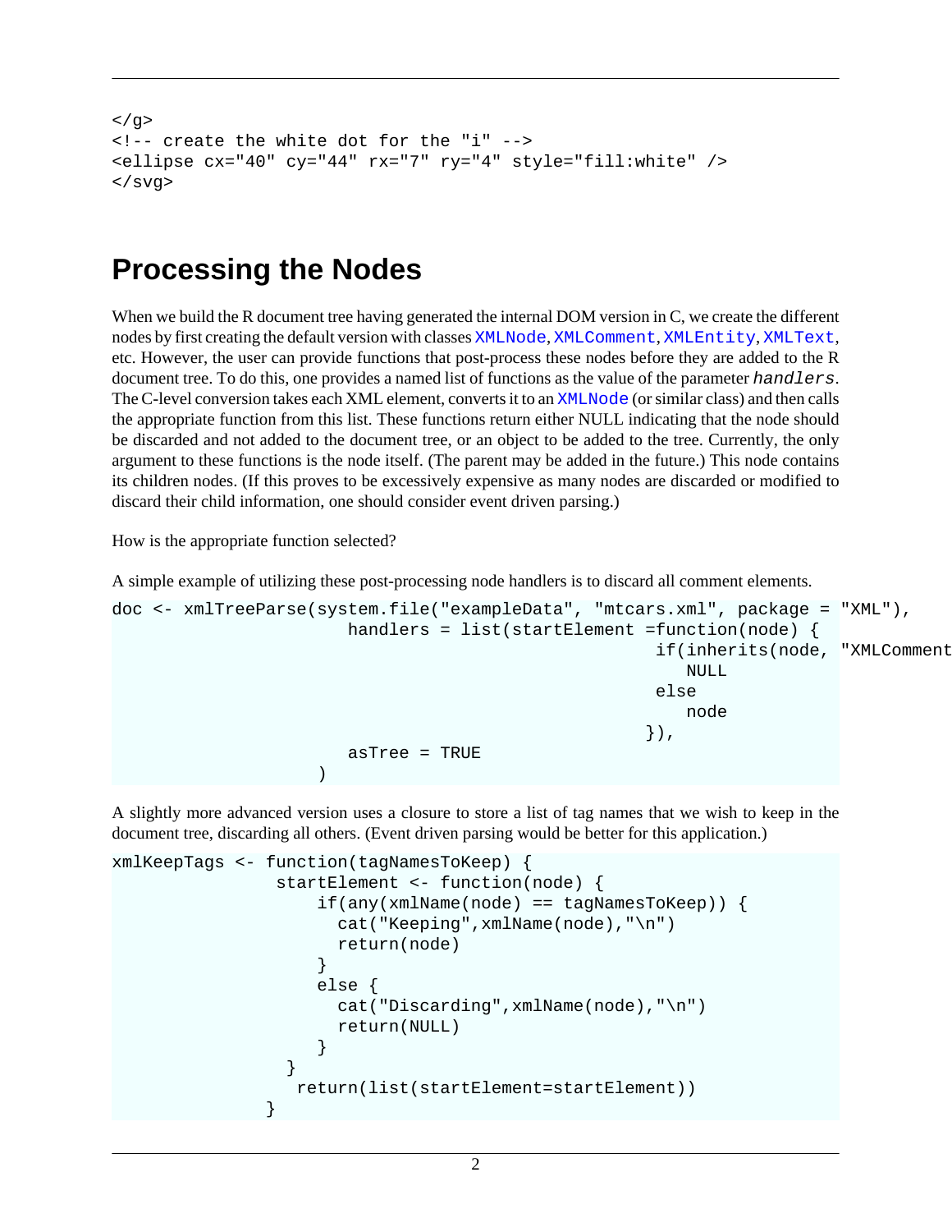```
</g>
<!-- create the white dot for the "i" -->
<ellipse cx="40" cy="44" rx="7" ry="4" style="fill:white" />
</svg>
```

## Processing the Nodes

When we build the R document tree having generated the internal DOM version in C, we create the different nodes by first creating the default version with classes `XMLNode`, `XMLComment`, `XMLEntity`, `XMLText`, etc. However, the user can provide functions that post-process these nodes before they are added to the R document tree. To do this, one provides a named list of functions as the value of the parameter *handlers*. The C-level conversion takes each XML element, converts it to an `XMLNode` (or similar class) and then calls the appropriate function from this list. These functions return either NULL indicating that the node should be discarded and not added to the document tree, or an object to be added to the tree. Currently, the only argument to these functions is the node itself. (The parent may be added in the future.) This node contains its children nodes. (If this proves to be excessively expensive as many nodes are discarded or modified to discard their child information, one should consider event driven parsing.)

How is the appropriate function selected?

A simple example of utilizing these post-processing node handlers is to discard all comment elements.

```
doc <- xmlTreeParse(system.file("exampleData", "mtcars.xml", package = "XML"),
                       handlers = list(startElement =function(node) {
                                                    if(inherits(node, "XMLComment
                                                       NULL
                                                    else
                                                       node
                                                   }),
                       asTree = TRUE
                    )
```

A slightly more advanced version uses a closure to store a list of tag names that we wish to keep in the document tree, discarding all others. (Event driven parsing would be better for this application.)

```
xmlKeepTags <- function(tagNamesToKeep) {
                startElement <- function(node) {
                    if(any(xmlName(node) == tagNamesToKeep)) {
                      cat("Keeping",xmlName(node),"\n")
                      return(node)
                    }
                    else {
                      cat("Discarding",xmlName(node),"\n")
                      return(NULL)
                    }
                 }
                  return(list(startElement=startElement))
               }
```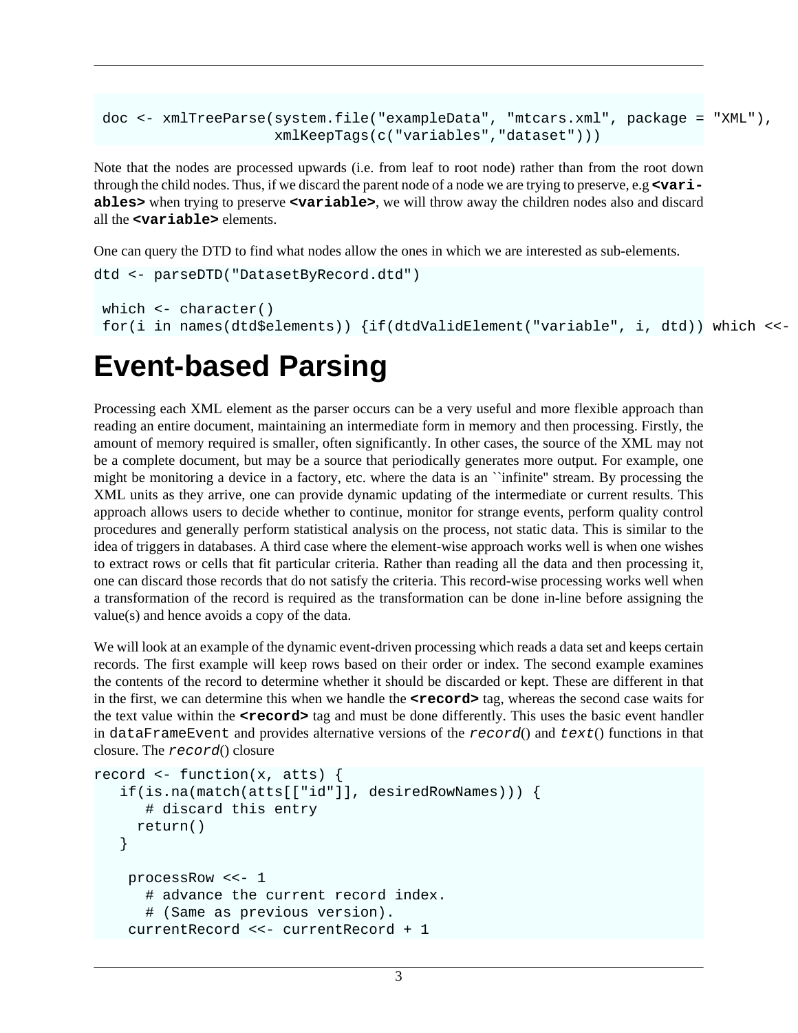```
doc <- xmlTreeParse(system.file("exampleData", "mtcars.xml", package = "XML"),
                    xmlKeepTags(c("variables","dataset")))
```

Note that the nodes are processed upwards (i.e. from leaf to root node) rather than from the root down through the child nodes. Thus, if we discard the parent node of a node we are trying to preserve, e.g **<variables>** when trying to preserve **<variable>**, we will throw away the children nodes also and discard all the **<variable>** elements.

One can query the DTD to find what nodes allow the ones in which we are interested as sub-elements.

```
dtd <- parseDTD("DatasetByRecord.dtd")

 which <- character()
 for(i in names(dtd$elements)) {if(dtdValidElement("variable", i, dtd)) which <<-
```

# Event-based Parsing

Processing each XML element as the parser occurs can be a very useful and more flexible approach than reading an entire document, maintaining an intermediate form in memory and then processing. Firstly, the amount of memory required is smaller, often significantly. In other cases, the source of the XML may not be a complete document, but may be a source that periodically generates more output. For example, one might be monitoring a device in a factory, etc. where the data is an ``infinite'' stream. By processing the XML units as they arrive, one can provide dynamic updating of the intermediate or current results. This approach allows users to decide whether to continue, monitor for strange events, perform quality control procedures and generally perform statistical analysis on the process, not static data. This is similar to the idea of triggers in databases. A third case where the element-wise approach works well is when one wishes to extract rows or cells that fit particular criteria. Rather than reading all the data and then processing it, one can discard those records that do not satisfy the criteria. This record-wise processing works well when a transformation of the record is required as the transformation can be done in-line before assigning the value(s) and hence avoids a copy of the data.

We will look at an example of the dynamic event-driven processing which reads a data set and keeps certain records. The first example will keep rows based on their order or index. The second example examines the contents of the record to determine whether it should be discarded or kept. These are different in that in the first, we can determine this when we handle the **<record>** tag, whereas the second case waits for the text value within the **<record>** tag and must be done differently. This uses the basic event handler in `dataFrameEvent` and provides alternative versions of the *record*() and *text*() functions in that closure. The *record*() closure

```
record <- function(x, atts) {
   if(is.na(match(atts[["id"]], desiredRowNames))) {
      # discard this entry
     return()
   }

    processRow <<- 1
      # advance the current record index.
      # (Same as previous version).
    currentRecord <<- currentRecord + 1
```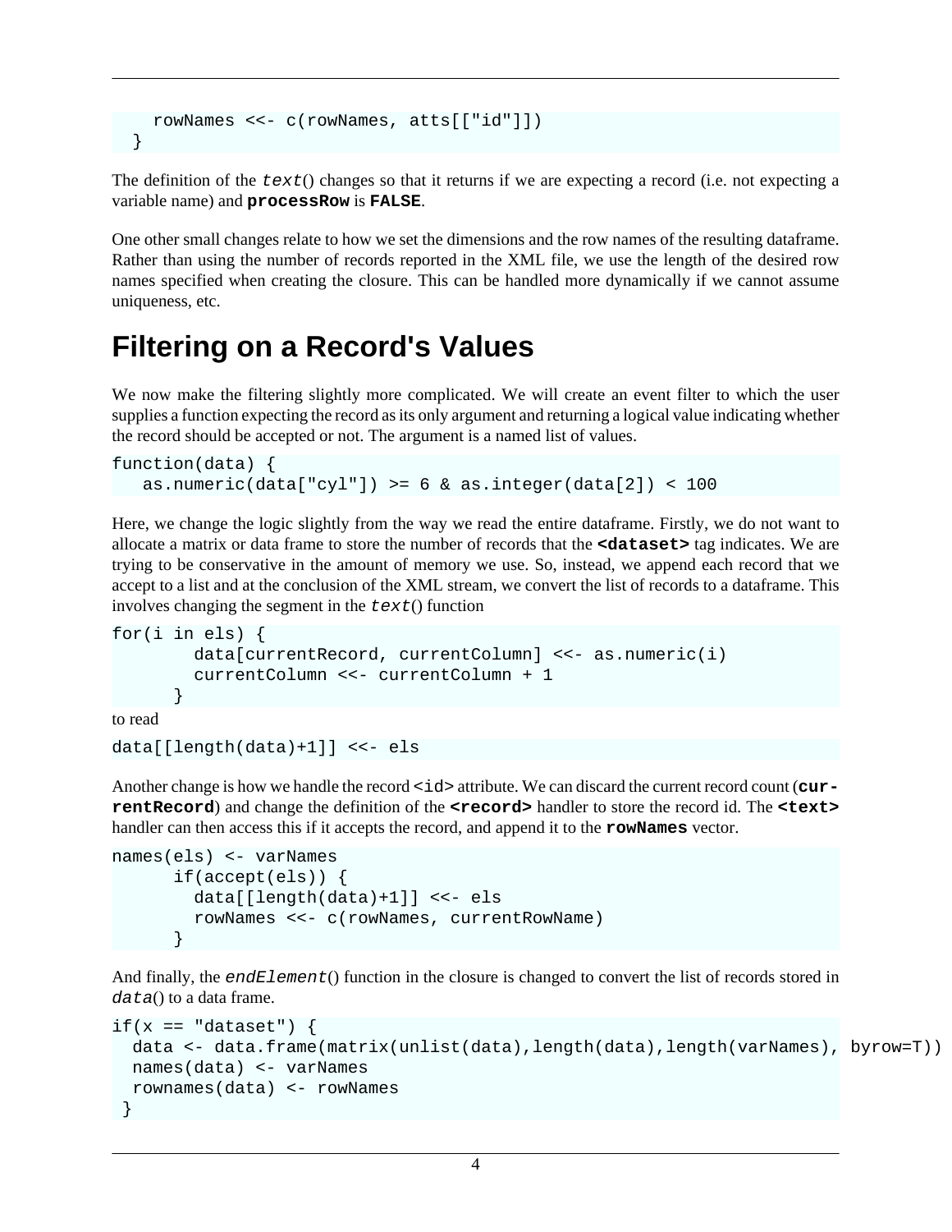```
    rowNames <<- c(rowNames, atts[["id"]])
  }
```

The definition of the *text*() changes so that it returns if we are expecting a record (i.e. not expecting a variable name) and **processRow** is **FALSE**.

One other small changes relate to how we set the dimensions and the row names of the resulting dataframe. Rather than using the number of records reported in the XML file, we use the length of the desired row names specified when creating the closure. This can be handled more dynamically if we cannot assume uniqueness, etc.

# Filtering on a Record's Values

We now make the filtering slightly more complicated. We will create an event filter to which the user supplies a function expecting the record as its only argument and returning a logical value indicating whether the record should be accepted or not. The argument is a named list of values.

```
function(data) {
   as.numeric(data["cyl"]) >= 6 & as.integer(data[2]) < 100
```

Here, we change the logic slightly from the way we read the entire dataframe. Firstly, we do not want to allocate a matrix or data frame to store the number of records that the **<dataset>** tag indicates. We are trying to be conservative in the amount of memory we use. So, instead, we append each record that we accept to a list and at the conclusion of the XML stream, we convert the list of records to a dataframe. This involves changing the segment in the *text*() function

```
for(i in els) {
        data[currentRecord, currentColumn] <<- as.numeric(i)
        currentColumn <<- currentColumn + 1
      }
```

to read

```
data[[length(data)+1]] <<- els
```

Another change is how we handle the record `<id>` attribute. We can discard the current record count (**currentRecord**) and change the definition of the **<record>** handler to store the record id. The **<text>** handler can then access this if it accepts the record, and append it to the **rowNames** vector.

```
names(els) <- varNames
      if(accept(els)) {
        data[[length(data)+1]] <<- els
        rowNames <<- c(rowNames, currentRowName)
      }
```

And finally, the *endElement*() function in the closure is changed to convert the list of records stored in *data*() to a data frame.

```
if(x == "dataset") {
  data <- data.frame(matrix(unlist(data),length(data),length(varNames), byrow=T))
  names(data) <- varNames
  rownames(data) <- rowNames
 }
```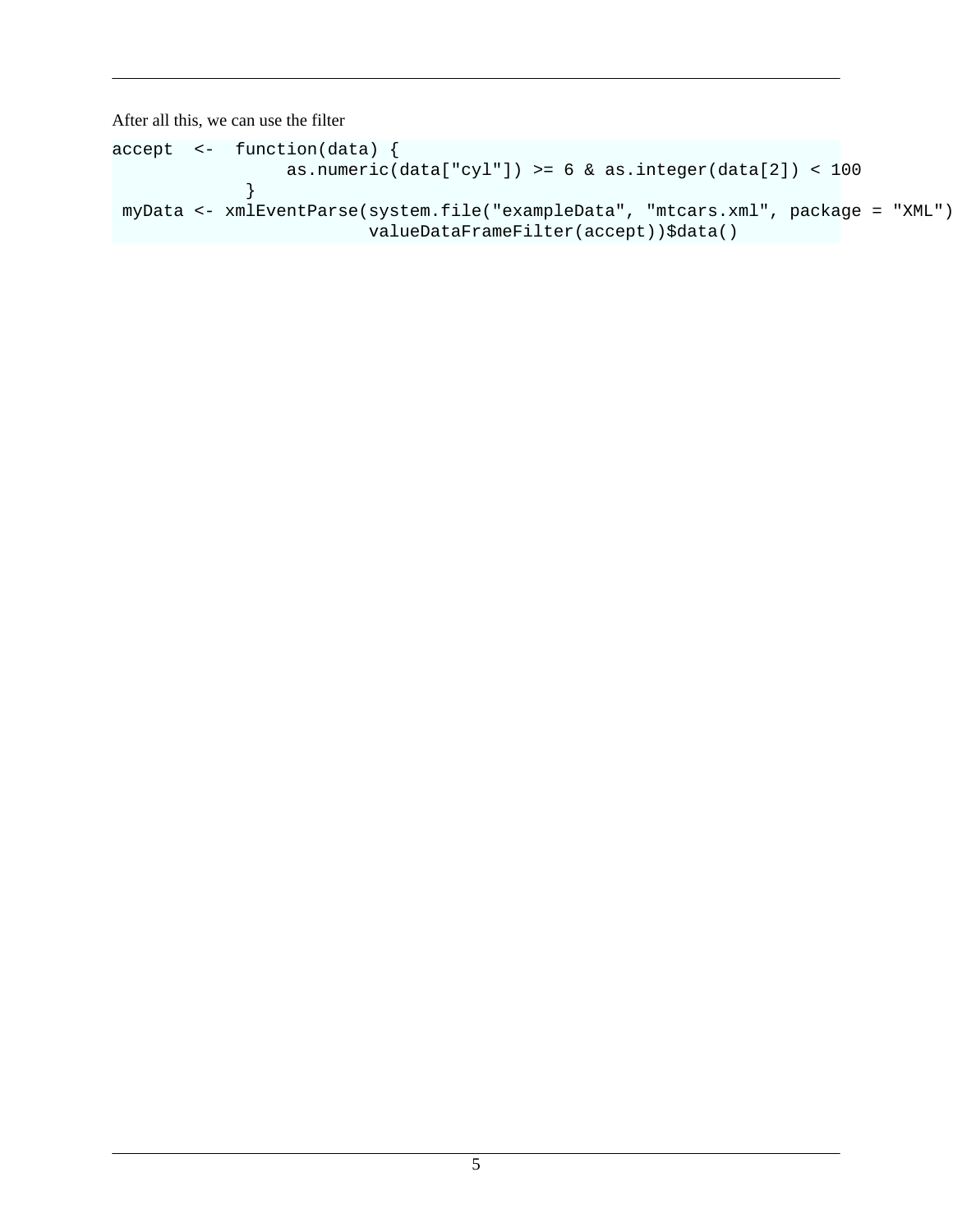After all this, we can use the filter

```
accept  <-  function(data) {
                 as.numeric(data["cyl"]) >= 6 & as.integer(data[2]) < 100
            }
 myData <- xmlEventParse(system.file("exampleData", "mtcars.xml", package = "XML"),
                         valueDataFrameFilter(accept))$data()
```